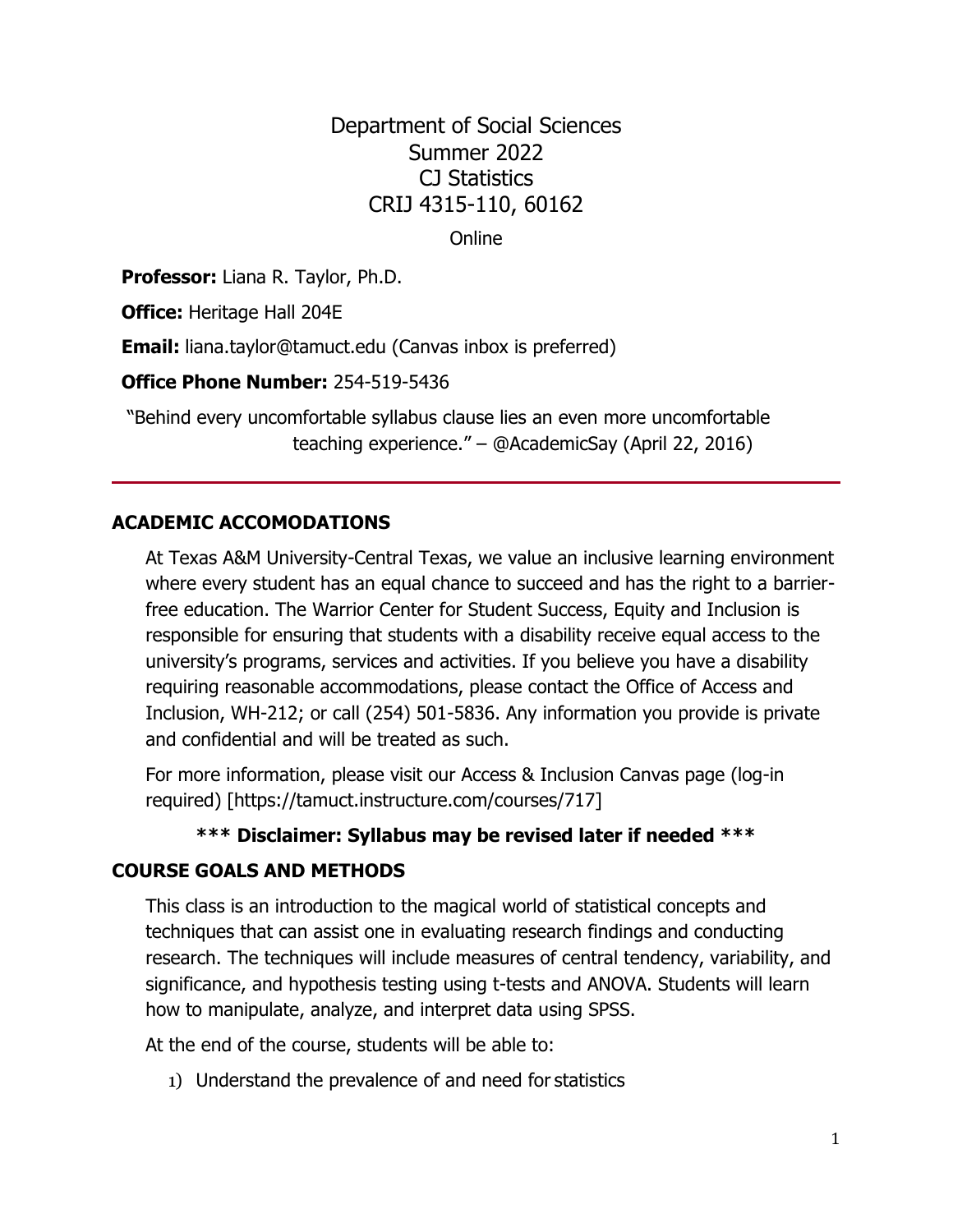# Department of Social Sciences
# Summer 2022
# CJ Statistics
# CRIJ 4315-110, 60162

Online

**Professor:** Liana R. Taylor, Ph.D.

**Office:** Heritage Hall 204E

**Email:** liana.taylor@tamuct.edu (Canvas inbox is preferred)

**Office Phone Number:** 254-519-5436

"Behind every uncomfortable syllabus clause lies an even more uncomfortable teaching experience." – @AcademicSay (April 22, 2016)

---

## ACADEMIC ACCOMODATIONS

At Texas A&M University-Central Texas, we value an inclusive learning environment where every student has an equal chance to succeed and has the right to a barrier-free education. The Warrior Center for Student Success, Equity and Inclusion is responsible for ensuring that students with a disability receive equal access to the university's programs, services and activities. If you believe you have a disability requiring reasonable accommodations, please contact the Office of Access and Inclusion, WH-212; or call (254) 501-5836. Any information you provide is private and confidential and will be treated as such.

For more information, please visit our Access & Inclusion Canvas page (log-in required) [https://tamuct.instructure.com/courses/717]

**\*\*\* Disclaimer: Syllabus may be revised later if needed \*\*\***

## COURSE GOALS AND METHODS

This class is an introduction to the magical world of statistical concepts and techniques that can assist one in evaluating research findings and conducting research. The techniques will include measures of central tendency, variability, and significance, and hypothesis testing using t-tests and ANOVA. Students will learn how to manipulate, analyze, and interpret data using SPSS.

At the end of the course, students will be able to:

1) Understand the prevalence of and need for statistics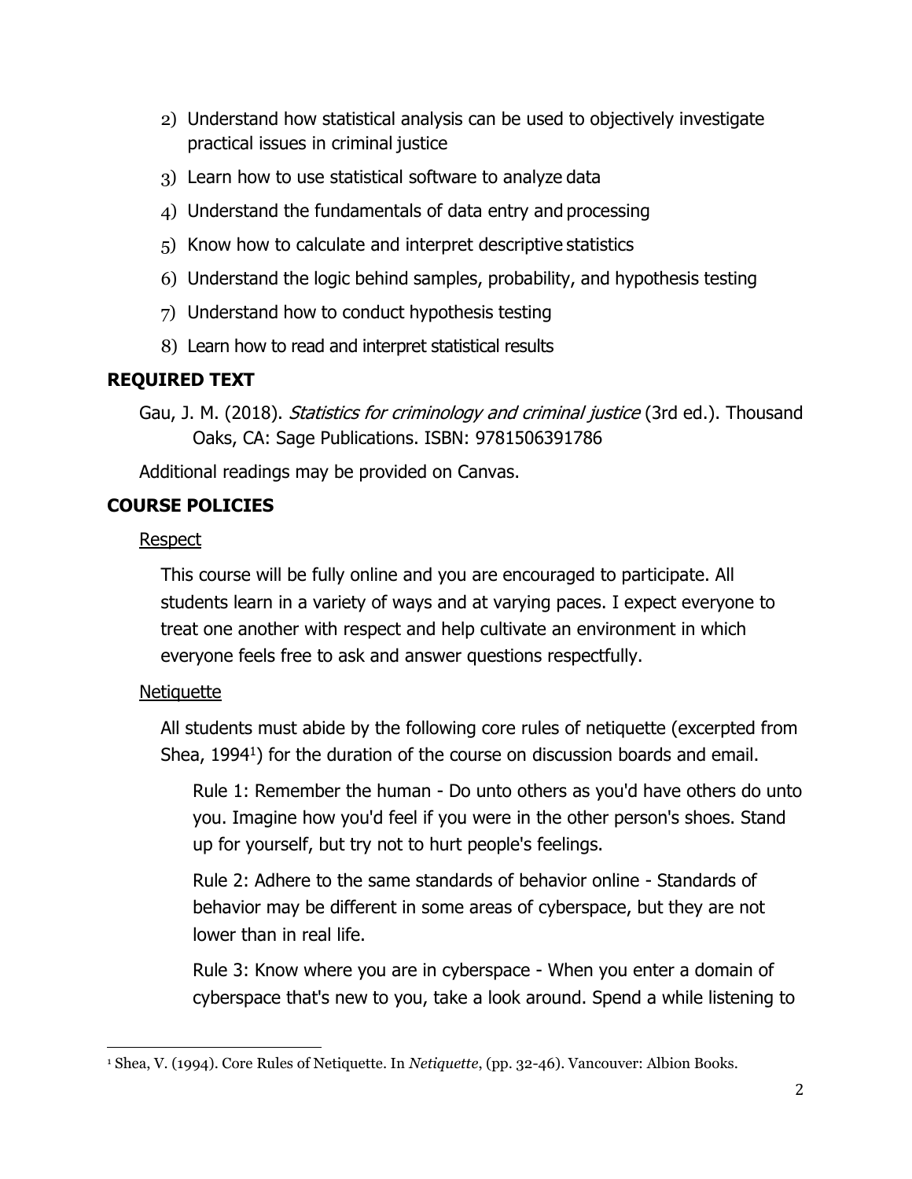2) Understand how statistical analysis can be used to objectively investigate practical issues in criminal justice
3) Learn how to use statistical software to analyze data
4) Understand the fundamentals of data entry and processing
5) Know how to calculate and interpret descriptive statistics
6) Understand the logic behind samples, probability, and hypothesis testing
7) Understand how to conduct hypothesis testing
8) Learn how to read and interpret statistical results

## REQUIRED TEXT

Gau, J. M. (2018). *Statistics for criminology and criminal justice* (3rd ed.). Thousand Oaks, CA: Sage Publications. ISBN: 9781506391786

Additional readings may be provided on Canvas.

## COURSE POLICIES

### Respect

This course will be fully online and you are encouraged to participate. All students learn in a variety of ways and at varying paces. I expect everyone to treat one another with respect and help cultivate an environment in which everyone feels free to ask and answer questions respectfully.

### Netiquette

All students must abide by the following core rules of netiquette (excerpted from Shea, 1994[1]) for the duration of the course on discussion boards and email.

Rule 1: Remember the human - Do unto others as you'd have others do unto you. Imagine how you'd feel if you were in the other person's shoes. Stand up for yourself, but try not to hurt people's feelings.

Rule 2: Adhere to the same standards of behavior online - Standards of behavior may be different in some areas of cyberspace, but they are not lower than in real life.

Rule 3: Know where you are in cyberspace - When you enter a domain of cyberspace that's new to you, take a look around. Spend a while listening to

[1] Shea, V. (1994). Core Rules of Netiquette. In *Netiquette*, (pp. 32-46). Vancouver: Albion Books.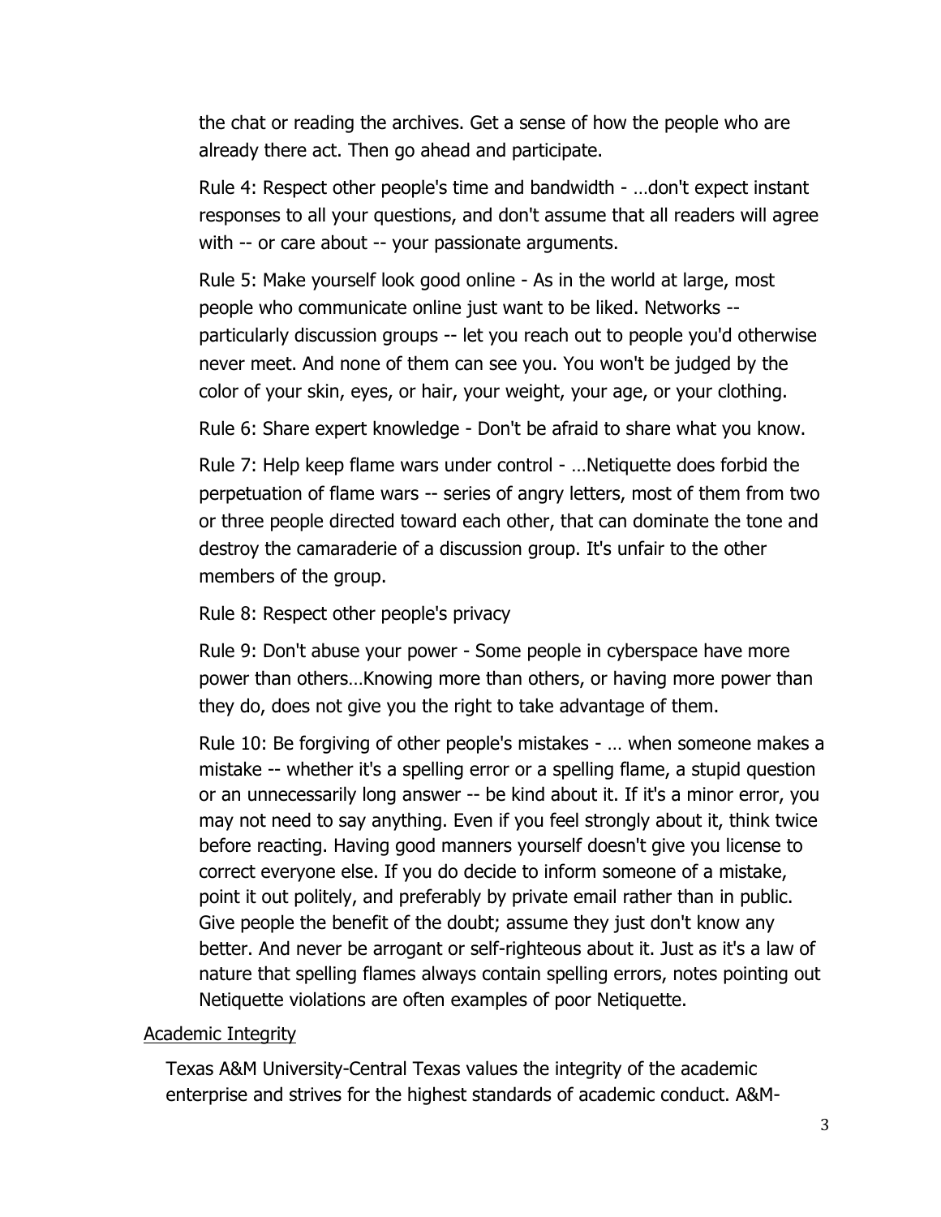the chat or reading the archives. Get a sense of how the people who are already there act. Then go ahead and participate.

Rule 4: Respect other people's time and bandwidth - …don't expect instant responses to all your questions, and don't assume that all readers will agree with -- or care about -- your passionate arguments.

Rule 5: Make yourself look good online - As in the world at large, most people who communicate online just want to be liked. Networks -- particularly discussion groups -- let you reach out to people you'd otherwise never meet. And none of them can see you. You won't be judged by the color of your skin, eyes, or hair, your weight, your age, or your clothing.

Rule 6: Share expert knowledge - Don't be afraid to share what you know.

Rule 7: Help keep flame wars under control - …Netiquette does forbid the perpetuation of flame wars -- series of angry letters, most of them from two or three people directed toward each other, that can dominate the tone and destroy the camaraderie of a discussion group. It's unfair to the other members of the group.

Rule 8: Respect other people's privacy

Rule 9: Don't abuse your power - Some people in cyberspace have more power than others…Knowing more than others, or having more power than they do, does not give you the right to take advantage of them.

Rule 10: Be forgiving of other people's mistakes - … when someone makes a mistake -- whether it's a spelling error or a spelling flame, a stupid question or an unnecessarily long answer -- be kind about it. If it's a minor error, you may not need to say anything. Even if you feel strongly about it, think twice before reacting. Having good manners yourself doesn't give you license to correct everyone else. If you do decide to inform someone of a mistake, point it out politely, and preferably by private email rather than in public. Give people the benefit of the doubt; assume they just don't know any better. And never be arrogant or self-righteous about it. Just as it's a law of nature that spelling flames always contain spelling errors, notes pointing out Netiquette violations are often examples of poor Netiquette.

## Academic Integrity

Texas A&M University-Central Texas values the integrity of the academic enterprise and strives for the highest standards of academic conduct. A&M-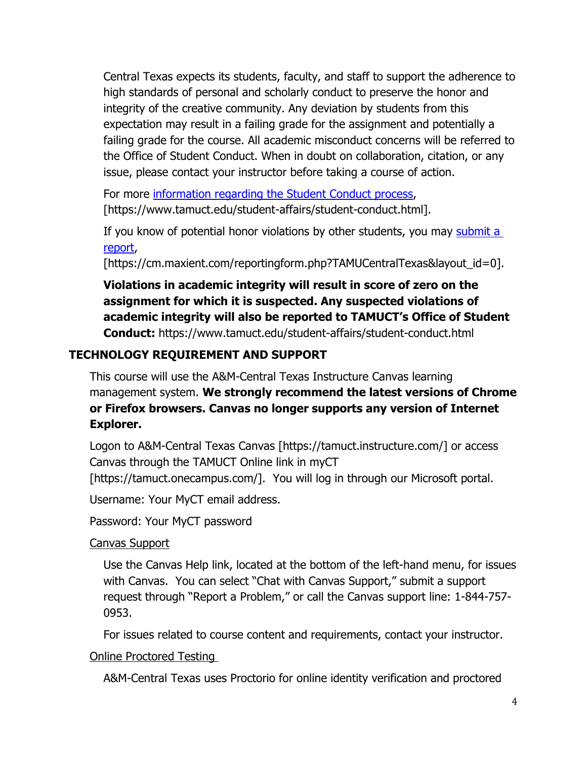Central Texas expects its students, faculty, and staff to support the adherence to high standards of personal and scholarly conduct to preserve the honor and integrity of the creative community. Any deviation by students from this expectation may result in a failing grade for the assignment and potentially a failing grade for the course. All academic misconduct concerns will be referred to the Office of Student Conduct. When in doubt on collaboration, citation, or any issue, please contact your instructor before taking a course of action.

For more information regarding the Student Conduct process, [https://www.tamuct.edu/student-affairs/student-conduct.html].

If you know of potential honor violations by other students, you may submit a report, [https://cm.maxient.com/reportingform.php?TAMUCentralTexas&layout_id=0].

**Violations in academic integrity will result in score of zero on the assignment for which it is suspected. Any suspected violations of academic integrity will also be reported to TAMUCT's Office of Student Conduct:** https://www.tamuct.edu/student-affairs/student-conduct.html

## TECHNOLOGY REQUIREMENT AND SUPPORT

This course will use the A&M-Central Texas Instructure Canvas learning management system. **We strongly recommend the latest versions of Chrome or Firefox browsers. Canvas no longer supports any version of Internet Explorer.**

Logon to A&M-Central Texas Canvas [https://tamuct.instructure.com/] or access Canvas through the TAMUCT Online link in myCT [https://tamuct.onecampus.com/]. You will log in through our Microsoft portal.

Username: Your MyCT email address.

Password: Your MyCT password

### Canvas Support

Use the Canvas Help link, located at the bottom of the left-hand menu, for issues with Canvas. You can select "Chat with Canvas Support," submit a support request through "Report a Problem," or call the Canvas support line: 1-844-757-0953.

For issues related to course content and requirements, contact your instructor.

### Online Proctored Testing

A&M-Central Texas uses Proctorio for online identity verification and proctored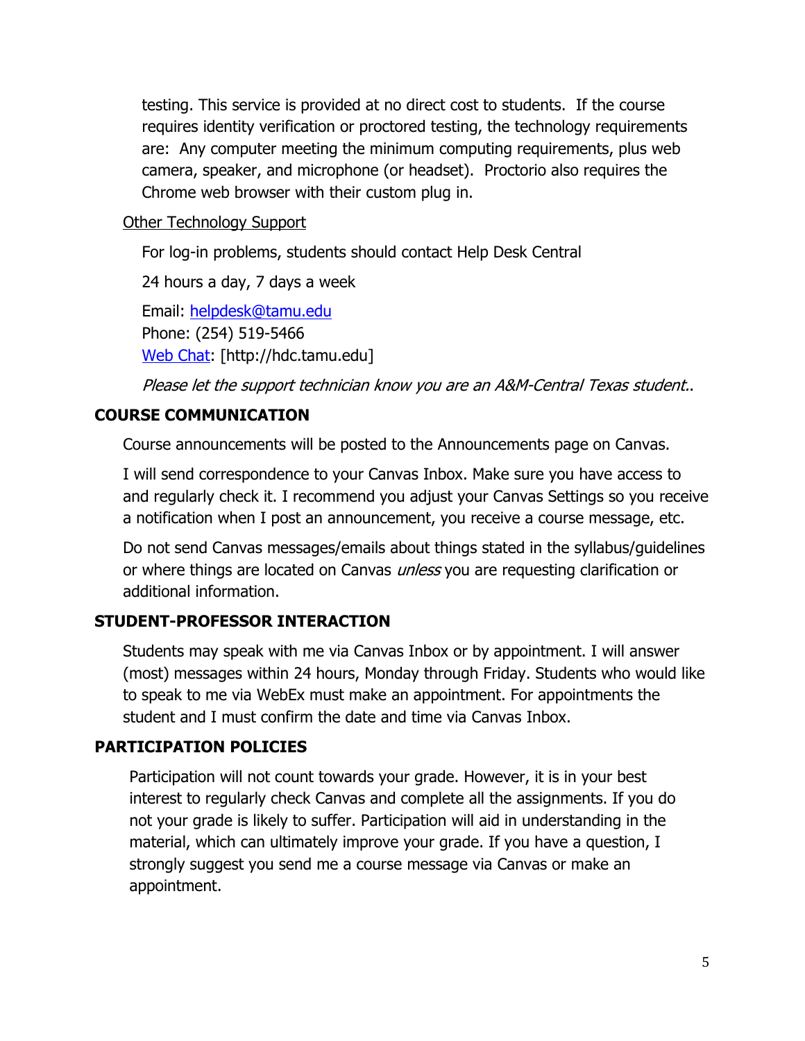testing. This service is provided at no direct cost to students. If the course requires identity verification or proctored testing, the technology requirements are: Any computer meeting the minimum computing requirements, plus web camera, speaker, and microphone (or headset). Proctorio also requires the Chrome web browser with their custom plug in.

Other Technology Support

For log-in problems, students should contact Help Desk Central

24 hours a day, 7 days a week

Email: helpdesk@tamu.edu
Phone: (254) 519-5466
Web Chat: [http://hdc.tamu.edu]

*Please let the support technician know you are an A&M-Central Texas student..*

## COURSE COMMUNICATION

Course announcements will be posted to the Announcements page on Canvas.

I will send correspondence to your Canvas Inbox. Make sure you have access to and regularly check it. I recommend you adjust your Canvas Settings so you receive a notification when I post an announcement, you receive a course message, etc.

Do not send Canvas messages/emails about things stated in the syllabus/guidelines or where things are located on Canvas *unless* you are requesting clarification or additional information.

## STUDENT-PROFESSOR INTERACTION

Students may speak with me via Canvas Inbox or by appointment. I will answer (most) messages within 24 hours, Monday through Friday. Students who would like to speak to me via WebEx must make an appointment. For appointments the student and I must confirm the date and time via Canvas Inbox.

## PARTICIPATION POLICIES

Participation will not count towards your grade. However, it is in your best interest to regularly check Canvas and complete all the assignments. If you do not your grade is likely to suffer. Participation will aid in understanding in the material, which can ultimately improve your grade. If you have a question, I strongly suggest you send me a course message via Canvas or make an appointment.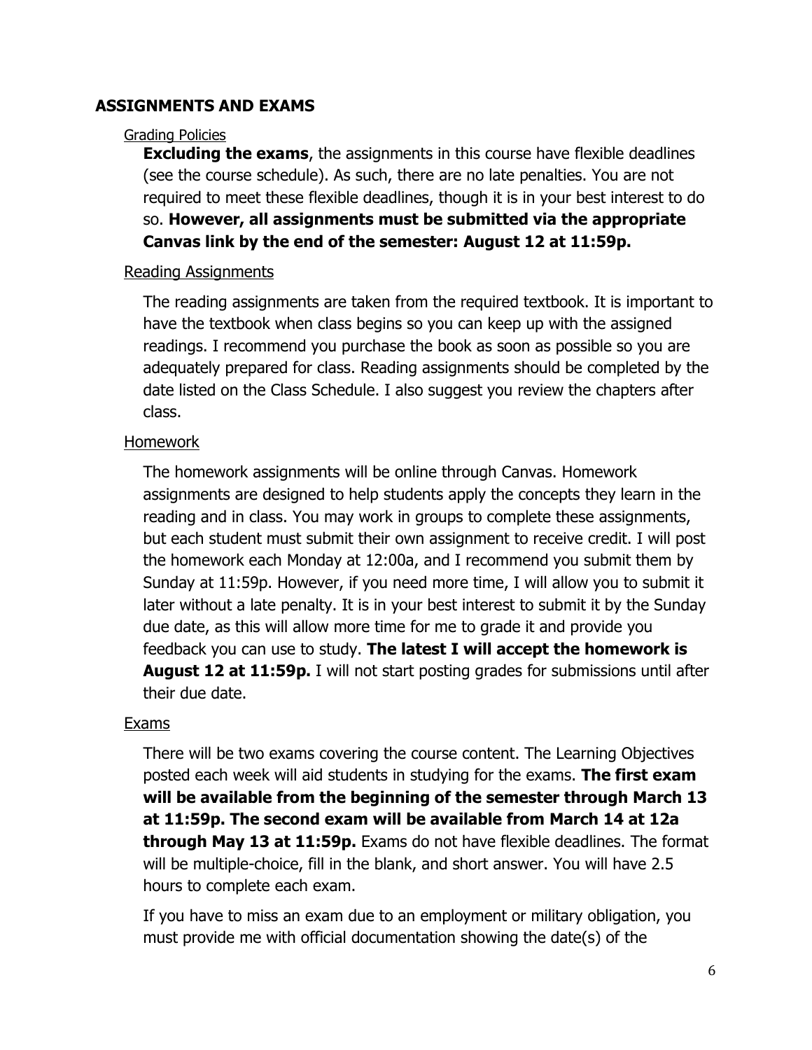## ASSIGNMENTS AND EXAMS

### Grading Policies

**Excluding the exams**, the assignments in this course have flexible deadlines (see the course schedule). As such, there are no late penalties. You are not required to meet these flexible deadlines, though it is in your best interest to do so. **However, all assignments must be submitted via the appropriate Canvas link by the end of the semester: August 12 at 11:59p.**

### Reading Assignments

The reading assignments are taken from the required textbook. It is important to have the textbook when class begins so you can keep up with the assigned readings. I recommend you purchase the book as soon as possible so you are adequately prepared for class. Reading assignments should be completed by the date listed on the Class Schedule. I also suggest you review the chapters after class.

### Homework

The homework assignments will be online through Canvas. Homework assignments are designed to help students apply the concepts they learn in the reading and in class. You may work in groups to complete these assignments, but each student must submit their own assignment to receive credit. I will post the homework each Monday at 12:00a, and I recommend you submit them by Sunday at 11:59p. However, if you need more time, I will allow you to submit it later without a late penalty. It is in your best interest to submit it by the Sunday due date, as this will allow more time for me to grade it and provide you feedback you can use to study. **The latest I will accept the homework is August 12 at 11:59p.** I will not start posting grades for submissions until after their due date.

### Exams

There will be two exams covering the course content. The Learning Objectives posted each week will aid students in studying for the exams. **The first exam will be available from the beginning of the semester through March 13 at 11:59p. The second exam will be available from March 14 at 12a through May 13 at 11:59p.** Exams do not have flexible deadlines. The format will be multiple-choice, fill in the blank, and short answer. You will have 2.5 hours to complete each exam.

If you have to miss an exam due to an employment or military obligation, you must provide me with official documentation showing the date(s) of the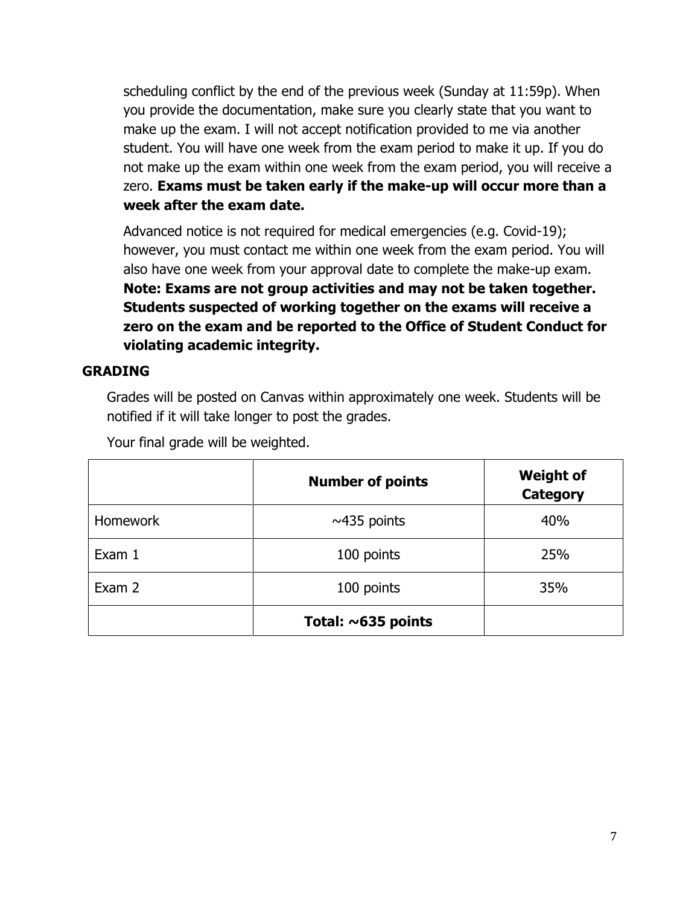scheduling conflict by the end of the previous week (Sunday at 11:59p). When you provide the documentation, make sure you clearly state that you want to make up the exam. I will not accept notification provided to me via another student. You will have one week from the exam period to make it up. If you do not make up the exam within one week from the exam period, you will receive a zero. **Exams must be taken early if the make-up will occur more than a week after the exam date.**

Advanced notice is not required for medical emergencies (e.g. Covid-19); however, you must contact me within one week from the exam period. You will also have one week from your approval date to complete the make-up exam. **Note: Exams are not group activities and may not be taken together. Students suspected of working together on the exams will receive a zero on the exam and be reported to the Office of Student Conduct for violating academic integrity.**

## GRADING

Grades will be posted on Canvas within approximately one week. Students will be notified if it will take longer to post the grades.

Your final grade will be weighted.

| | **Number of points** | **Weight of Category** |
|---|---|---|
| Homework | ~435 points | 40% |
| Exam 1 | 100 points | 25% |
| Exam 2 | 100 points | 35% |
| | **Total: ~635 points** | |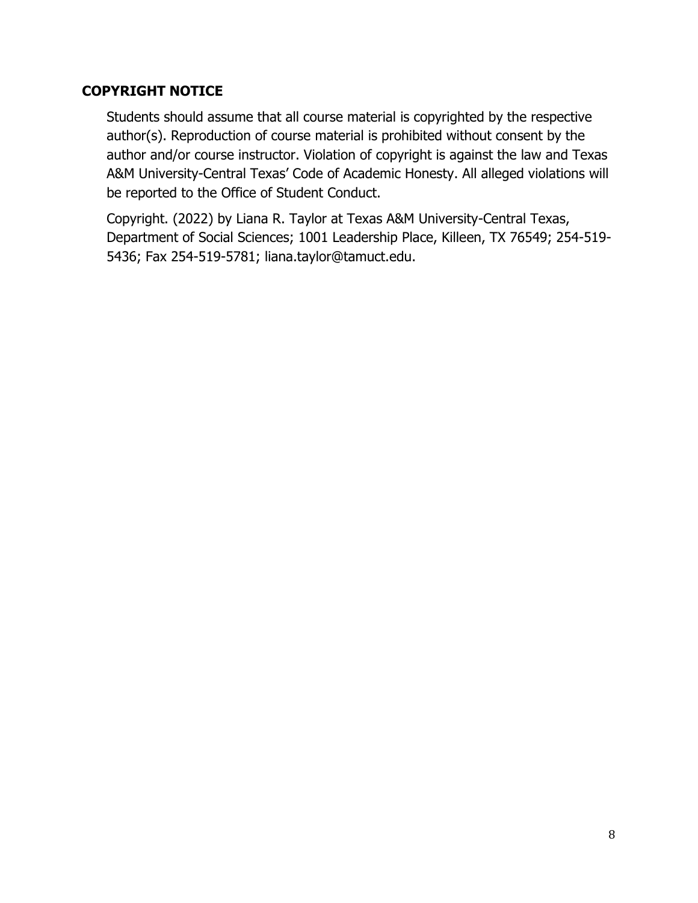## COPYRIGHT NOTICE

Students should assume that all course material is copyrighted by the respective author(s). Reproduction of course material is prohibited without consent by the author and/or course instructor. Violation of copyright is against the law and Texas A&M University-Central Texas' Code of Academic Honesty. All alleged violations will be reported to the Office of Student Conduct.

Copyright. (2022) by Liana R. Taylor at Texas A&M University-Central Texas, Department of Social Sciences; 1001 Leadership Place, Killeen, TX 76549; 254-519-5436; Fax 254-519-5781; liana.taylor@tamuct.edu.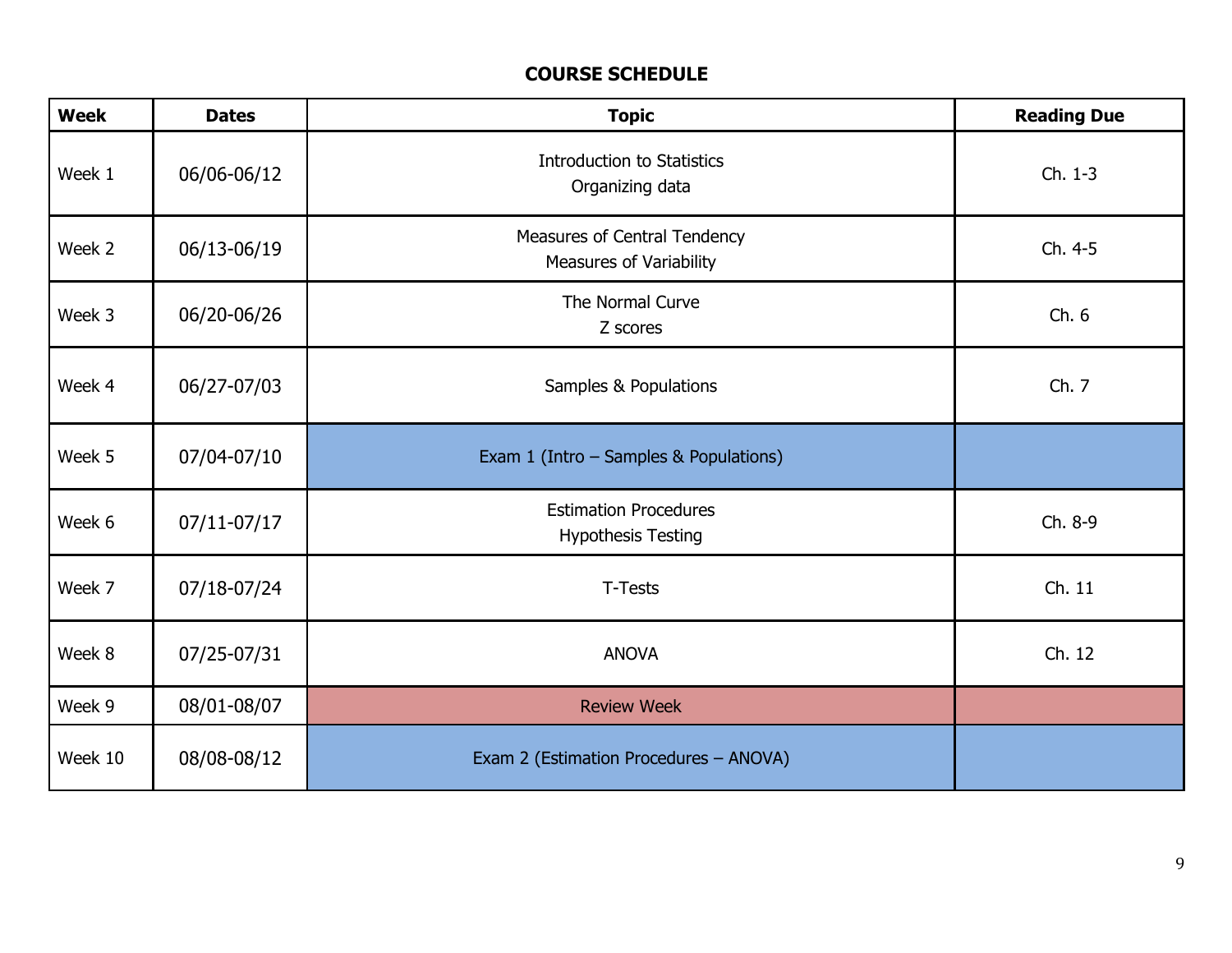## COURSE SCHEDULE

| Week | Dates | Topic | Reading Due |
|---|---|---|---|
| Week 1 | 06/06-06/12 | Introduction to Statistics<br>Organizing data | Ch. 1-3 |
| Week 2 | 06/13-06/19 | Measures of Central Tendency<br>Measures of Variability | Ch. 4-5 |
| Week 3 | 06/20-06/26 | The Normal Curve<br>Z scores | Ch. 6 |
| Week 4 | 06/27-07/03 | Samples & Populations | Ch. 7 |
| Week 5 | 07/04-07/10 | Exam 1 (Intro – Samples & Populations) | |
| Week 6 | 07/11-07/17 | Estimation Procedures<br>Hypothesis Testing | Ch. 8-9 |
| Week 7 | 07/18-07/24 | T-Tests | Ch. 11 |
| Week 8 | 07/25-07/31 | ANOVA | Ch. 12 |
| Week 9 | 08/01-08/07 | Review Week | |
| Week 10 | 08/08-08/12 | Exam 2 (Estimation Procedures – ANOVA) | |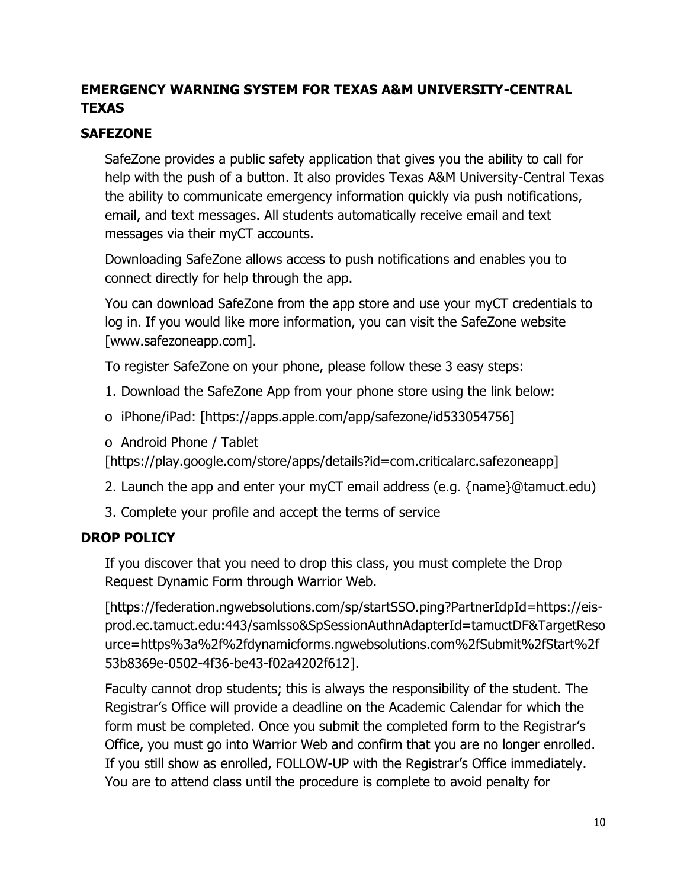**EMERGENCY WARNING SYSTEM FOR TEXAS A&M UNIVERSITY-CENTRAL TEXAS**

**SAFEZONE**

SafeZone provides a public safety application that gives you the ability to call for help with the push of a button. It also provides Texas A&M University-Central Texas the ability to communicate emergency information quickly via push notifications, email, and text messages. All students automatically receive email and text messages via their myCT accounts.

Downloading SafeZone allows access to push notifications and enables you to connect directly for help through the app.

You can download SafeZone from the app store and use your myCT credentials to log in. If you would like more information, you can visit the SafeZone website [www.safezoneapp.com].

To register SafeZone on your phone, please follow these 3 easy steps:

1. Download the SafeZone App from your phone store using the link below:

o iPhone/iPad: [https://apps.apple.com/app/safezone/id533054756]

o Android Phone / Tablet [https://play.google.com/store/apps/details?id=com.criticalarc.safezoneapp]

2. Launch the app and enter your myCT email address (e.g. {name}@tamuct.edu)

3. Complete your profile and accept the terms of service

**DROP POLICY**

If you discover that you need to drop this class, you must complete the Drop Request Dynamic Form through Warrior Web.

[https://federation.ngwebsolutions.com/sp/startSSO.ping?PartnerIdpId=https://eis-prod.ec.tamuct.edu:443/samlsso&SpSessionAuthnAdapterId=tamuctDF&TargetResource=https%3a%2f%2fdynamicforms.ngwebsolutions.com%2fSubmit%2fStart%2f53b8369e-0502-4f36-be43-f02a4202f612].

Faculty cannot drop students; this is always the responsibility of the student. The Registrar's Office will provide a deadline on the Academic Calendar for which the form must be completed. Once you submit the completed form to the Registrar's Office, you must go into Warrior Web and confirm that you are no longer enrolled. If you still show as enrolled, FOLLOW-UP with the Registrar's Office immediately. You are to attend class until the procedure is complete to avoid penalty for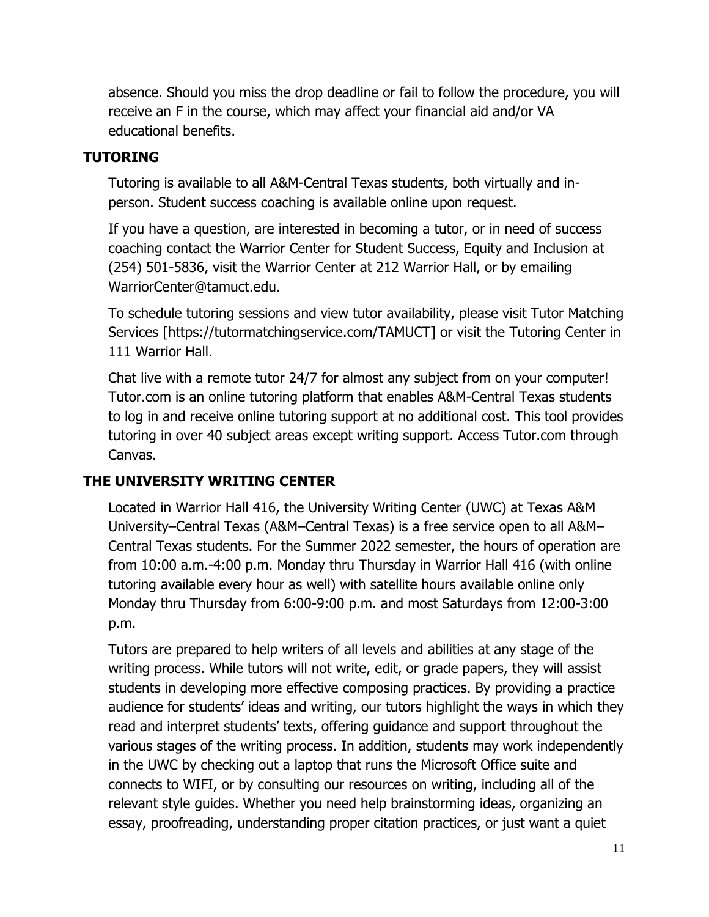absence. Should you miss the drop deadline or fail to follow the procedure, you will receive an F in the course, which may affect your financial aid and/or VA educational benefits.

## TUTORING

Tutoring is available to all A&M-Central Texas students, both virtually and in-person. Student success coaching is available online upon request.

If you have a question, are interested in becoming a tutor, or in need of success coaching contact the Warrior Center for Student Success, Equity and Inclusion at (254) 501-5836, visit the Warrior Center at 212 Warrior Hall, or by emailing WarriorCenter@tamuct.edu.

To schedule tutoring sessions and view tutor availability, please visit Tutor Matching Services [https://tutormatchingservice.com/TAMUCT] or visit the Tutoring Center in 111 Warrior Hall.

Chat live with a remote tutor 24/7 for almost any subject from on your computer! Tutor.com is an online tutoring platform that enables A&M-Central Texas students to log in and receive online tutoring support at no additional cost. This tool provides tutoring in over 40 subject areas except writing support. Access Tutor.com through Canvas.

## THE UNIVERSITY WRITING CENTER

Located in Warrior Hall 416, the University Writing Center (UWC) at Texas A&M University–Central Texas (A&M–Central Texas) is a free service open to all A&M–Central Texas students. For the Summer 2022 semester, the hours of operation are from 10:00 a.m.-4:00 p.m. Monday thru Thursday in Warrior Hall 416 (with online tutoring available every hour as well) with satellite hours available online only Monday thru Thursday from 6:00-9:00 p.m. and most Saturdays from 12:00-3:00 p.m.

Tutors are prepared to help writers of all levels and abilities at any stage of the writing process. While tutors will not write, edit, or grade papers, they will assist students in developing more effective composing practices. By providing a practice audience for students' ideas and writing, our tutors highlight the ways in which they read and interpret students' texts, offering guidance and support throughout the various stages of the writing process. In addition, students may work independently in the UWC by checking out a laptop that runs the Microsoft Office suite and connects to WIFI, or by consulting our resources on writing, including all of the relevant style guides. Whether you need help brainstorming ideas, organizing an essay, proofreading, understanding proper citation practices, or just want a quiet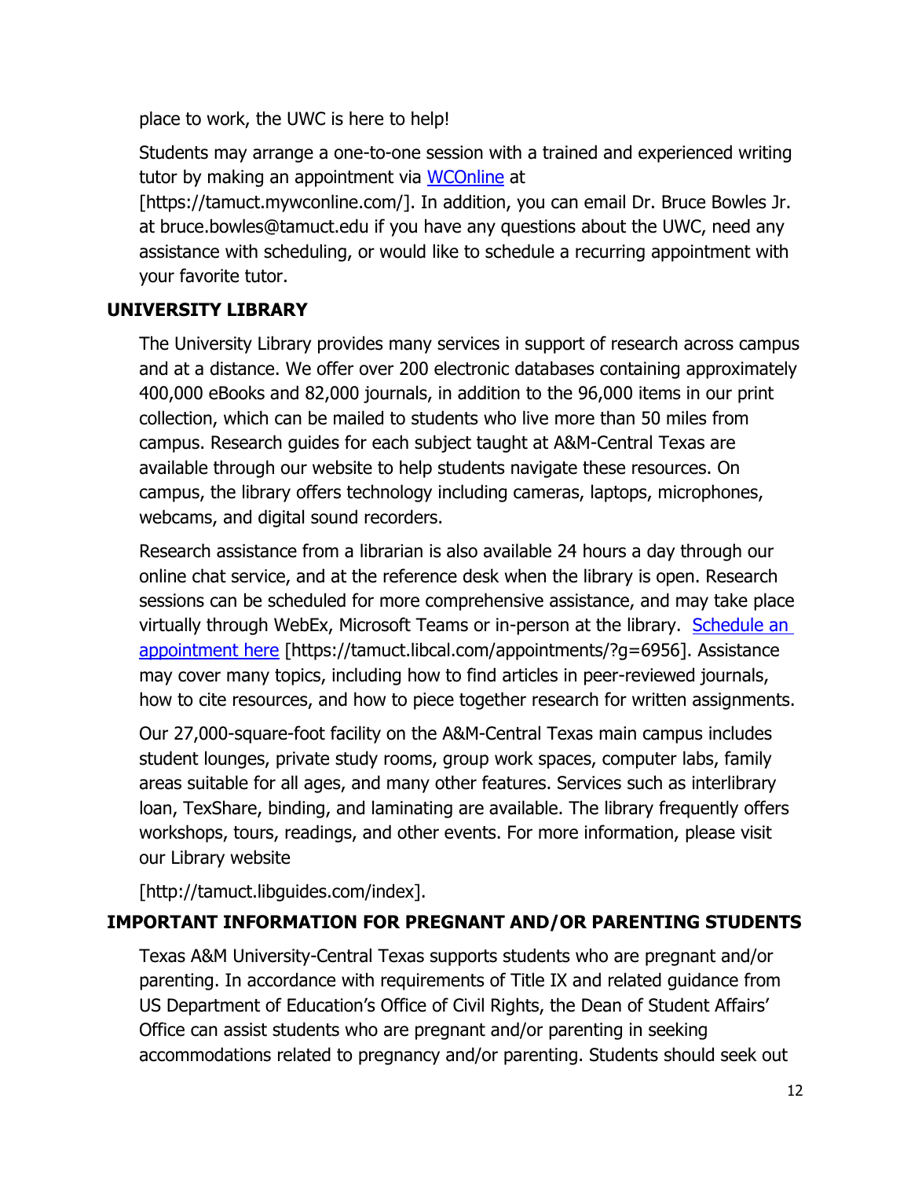place to work, the UWC is here to help!

Students may arrange a one-to-one session with a trained and experienced writing tutor by making an appointment via WCOnline at [https://tamuct.mywconline.com/]. In addition, you can email Dr. Bruce Bowles Jr. at bruce.bowles@tamuct.edu if you have any questions about the UWC, need any assistance with scheduling, or would like to schedule a recurring appointment with your favorite tutor.

## UNIVERSITY LIBRARY

The University Library provides many services in support of research across campus and at a distance. We offer over 200 electronic databases containing approximately 400,000 eBooks and 82,000 journals, in addition to the 96,000 items in our print collection, which can be mailed to students who live more than 50 miles from campus. Research guides for each subject taught at A&M-Central Texas are available through our website to help students navigate these resources. On campus, the library offers technology including cameras, laptops, microphones, webcams, and digital sound recorders.

Research assistance from a librarian is also available 24 hours a day through our online chat service, and at the reference desk when the library is open. Research sessions can be scheduled for more comprehensive assistance, and may take place virtually through WebEx, Microsoft Teams or in-person at the library. Schedule an appointment here [https://tamuct.libcal.com/appointments/?g=6956]. Assistance may cover many topics, including how to find articles in peer-reviewed journals, how to cite resources, and how to piece together research for written assignments.

Our 27,000-square-foot facility on the A&M-Central Texas main campus includes student lounges, private study rooms, group work spaces, computer labs, family areas suitable for all ages, and many other features. Services such as interlibrary loan, TexShare, binding, and laminating are available. The library frequently offers workshops, tours, readings, and other events. For more information, please visit our Library website

[http://tamuct.libguides.com/index].

## IMPORTANT INFORMATION FOR PREGNANT AND/OR PARENTING STUDENTS

Texas A&M University-Central Texas supports students who are pregnant and/or parenting. In accordance with requirements of Title IX and related guidance from US Department of Education's Office of Civil Rights, the Dean of Student Affairs' Office can assist students who are pregnant and/or parenting in seeking accommodations related to pregnancy and/or parenting. Students should seek out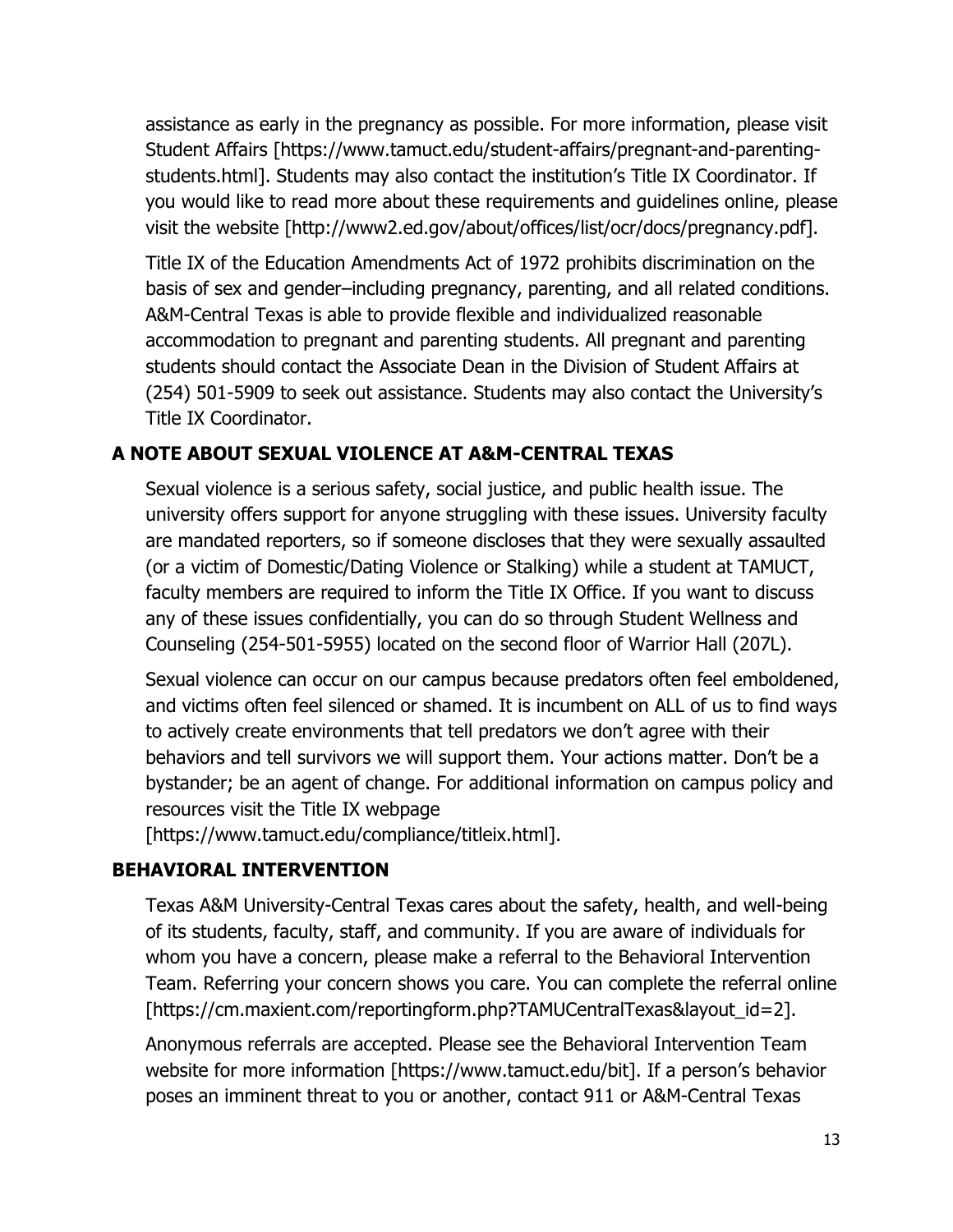assistance as early in the pregnancy as possible. For more information, please visit Student Affairs [https://www.tamuct.edu/student-affairs/pregnant-and-parenting-students.html]. Students may also contact the institution's Title IX Coordinator. If you would like to read more about these requirements and guidelines online, please visit the website [http://www2.ed.gov/about/offices/list/ocr/docs/pregnancy.pdf].

Title IX of the Education Amendments Act of 1972 prohibits discrimination on the basis of sex and gender–including pregnancy, parenting, and all related conditions. A&M-Central Texas is able to provide flexible and individualized reasonable accommodation to pregnant and parenting students. All pregnant and parenting students should contact the Associate Dean in the Division of Student Affairs at (254) 501-5909 to seek out assistance. Students may also contact the University's Title IX Coordinator.

## A NOTE ABOUT SEXUAL VIOLENCE AT A&M-CENTRAL TEXAS

Sexual violence is a serious safety, social justice, and public health issue. The university offers support for anyone struggling with these issues. University faculty are mandated reporters, so if someone discloses that they were sexually assaulted (or a victim of Domestic/Dating Violence or Stalking) while a student at TAMUCT, faculty members are required to inform the Title IX Office. If you want to discuss any of these issues confidentially, you can do so through Student Wellness and Counseling (254-501-5955) located on the second floor of Warrior Hall (207L).

Sexual violence can occur on our campus because predators often feel emboldened, and victims often feel silenced or shamed. It is incumbent on ALL of us to find ways to actively create environments that tell predators we don't agree with their behaviors and tell survivors we will support them. Your actions matter. Don't be a bystander; be an agent of change. For additional information on campus policy and resources visit the Title IX webpage [https://www.tamuct.edu/compliance/titleix.html].

## BEHAVIORAL INTERVENTION

Texas A&M University-Central Texas cares about the safety, health, and well-being of its students, faculty, staff, and community. If you are aware of individuals for whom you have a concern, please make a referral to the Behavioral Intervention Team. Referring your concern shows you care. You can complete the referral online [https://cm.maxient.com/reportingform.php?TAMUCentralTexas&layout_id=2].

Anonymous referrals are accepted. Please see the Behavioral Intervention Team website for more information [https://www.tamuct.edu/bit]. If a person's behavior poses an imminent threat to you or another, contact 911 or A&M-Central Texas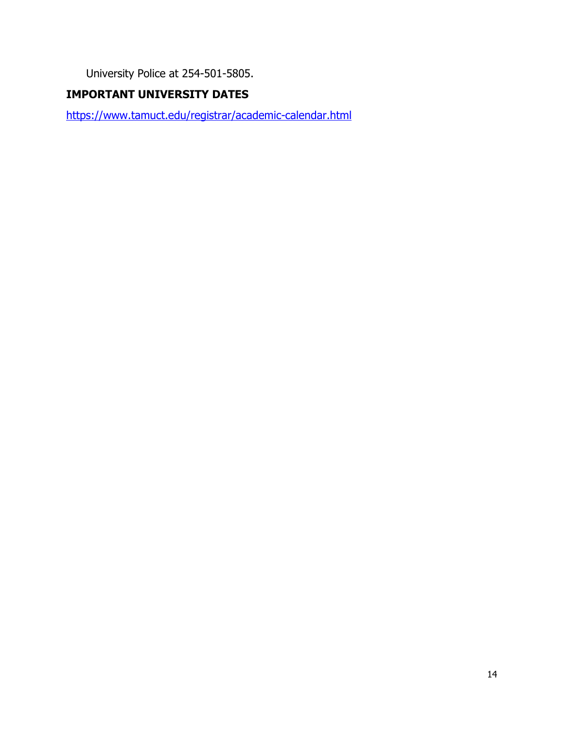University Police at 254-501-5805.

**IMPORTANT UNIVERSITY DATES**

https://www.tamuct.edu/registrar/academic-calendar.html